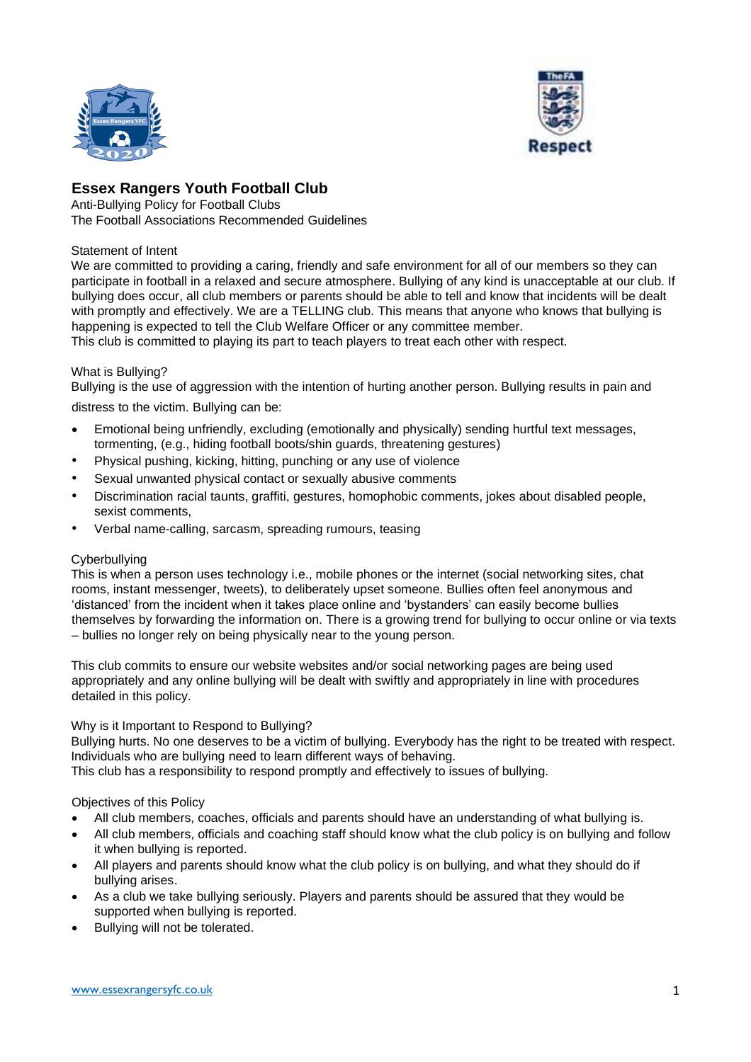# Essex Rangers Youth Football Club

Anti-Bullying Policy for Football Clubs
The Football Associations Recommended Guidelines

## Statement of Intent

We are committed to providing a caring, friendly and safe environment for all of our members so they can participate in football in a relaxed and secure atmosphere. Bullying of any kind is unacceptable at our club. If bullying does occur, all club members or parents should be able to tell and know that incidents will be dealt with promptly and effectively. We are a TELLING club. This means that anyone who knows that bullying is happening is expected to tell the Club Welfare Officer or any committee member.
This club is committed to playing its part to teach players to treat each other with respect.

## What is Bullying?

Bullying is the use of aggression with the intention of hurting another person. Bullying results in pain and distress to the victim. Bullying can be:

- Emotional being unfriendly, excluding (emotionally and physically) sending hurtful text messages, tormenting, (e.g., hiding football boots/shin guards, threatening gestures)
- Physical pushing, kicking, hitting, punching or any use of violence
- Sexual unwanted physical contact or sexually abusive comments
- Discrimination racial taunts, graffiti, gestures, homophobic comments, jokes about disabled people, sexist comments,
- Verbal name-calling, sarcasm, spreading rumours, teasing

## Cyberbullying

This is when a person uses technology i.e., mobile phones or the internet (social networking sites, chat rooms, instant messenger, tweets), to deliberately upset someone. Bullies often feel anonymous and 'distanced' from the incident when it takes place online and 'bystanders' can easily become bullies themselves by forwarding the information on. There is a growing trend for bullying to occur online or via texts – bullies no longer rely on being physically near to the young person.

This club commits to ensure our website websites and/or social networking pages are being used appropriately and any online bullying will be dealt with swiftly and appropriately in line with procedures detailed in this policy.

## Why is it Important to Respond to Bullying?

Bullying hurts. No one deserves to be a victim of bullying. Everybody has the right to be treated with respect. Individuals who are bullying need to learn different ways of behaving.
This club has a responsibility to respond promptly and effectively to issues of bullying.

## Objectives of this Policy

- All club members, coaches, officials and parents should have an understanding of what bullying is.
- All club members, officials and coaching staff should know what the club policy is on bullying and follow it when bullying is reported.
- All players and parents should know what the club policy is on bullying, and what they should do if bullying arises.
- As a club we take bullying seriously. Players and parents should be assured that they would be supported when bullying is reported.
- Bullying will not be tolerated.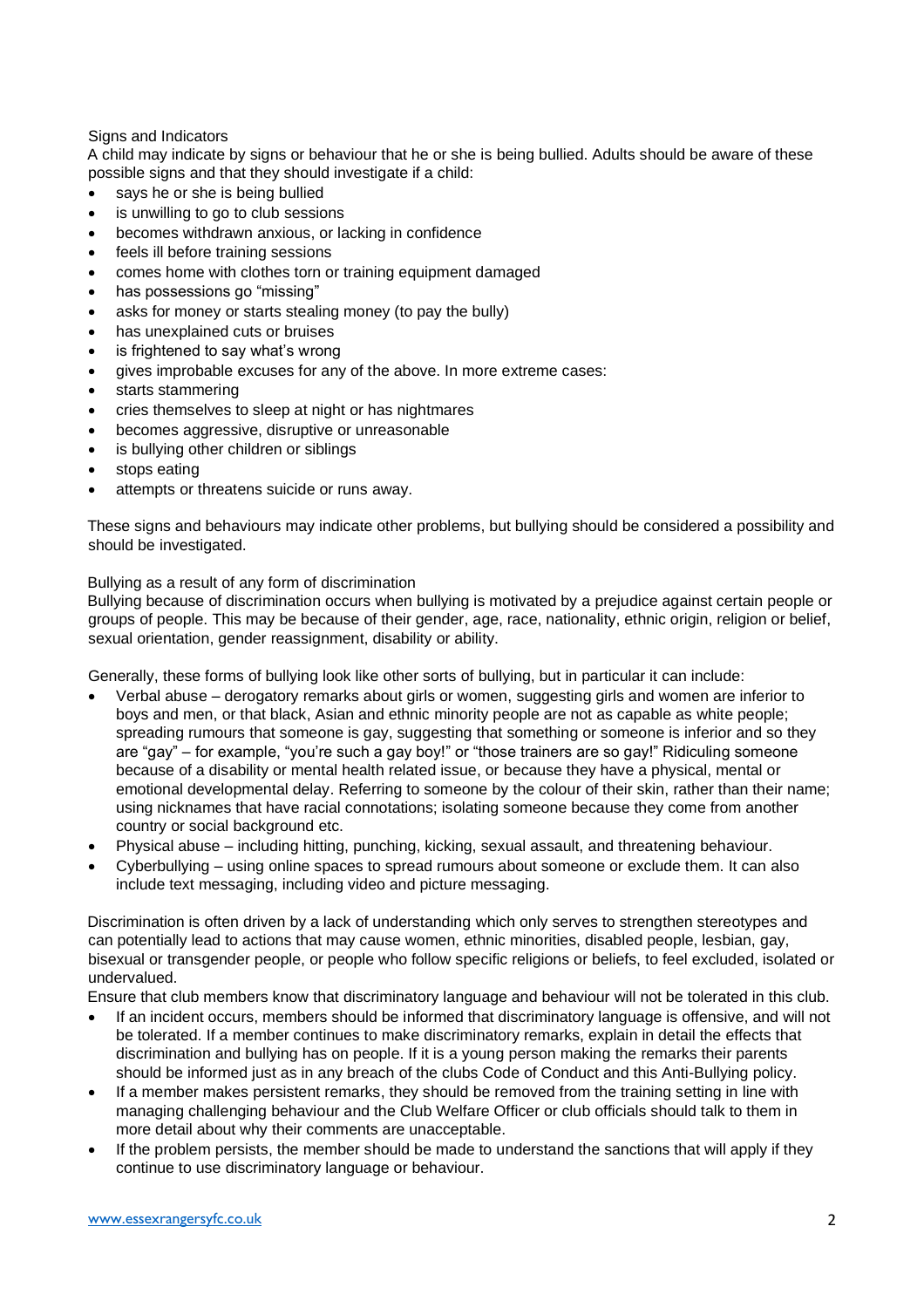Signs and Indicators

A child may indicate by signs or behaviour that he or she is being bullied. Adults should be aware of these possible signs and that they should investigate if a child:

- says he or she is being bullied
- is unwilling to go to club sessions
- becomes withdrawn anxious, or lacking in confidence
- feels ill before training sessions
- comes home with clothes torn or training equipment damaged
- has possessions go "missing"
- asks for money or starts stealing money (to pay the bully)
- has unexplained cuts or bruises
- is frightened to say what's wrong
- gives improbable excuses for any of the above. In more extreme cases:
- starts stammering
- cries themselves to sleep at night or has nightmares
- becomes aggressive, disruptive or unreasonable
- is bullying other children or siblings
- stops eating
- attempts or threatens suicide or runs away.

These signs and behaviours may indicate other problems, but bullying should be considered a possibility and should be investigated.

Bullying as a result of any form of discrimination

Bullying because of discrimination occurs when bullying is motivated by a prejudice against certain people or groups of people. This may be because of their gender, age, race, nationality, ethnic origin, religion or belief, sexual orientation, gender reassignment, disability or ability.

Generally, these forms of bullying look like other sorts of bullying, but in particular it can include:

- Verbal abuse – derogatory remarks about girls or women, suggesting girls and women are inferior to boys and men, or that black, Asian and ethnic minority people are not as capable as white people; spreading rumours that someone is gay, suggesting that something or someone is inferior and so they are "gay" – for example, "you're such a gay boy!" or "those trainers are so gay!" Ridiculing someone because of a disability or mental health related issue, or because they have a physical, mental or emotional developmental delay. Referring to someone by the colour of their skin, rather than their name; using nicknames that have racial connotations; isolating someone because they come from another country or social background etc.
- Physical abuse – including hitting, punching, kicking, sexual assault, and threatening behaviour.
- Cyberbullying – using online spaces to spread rumours about someone or exclude them. It can also include text messaging, including video and picture messaging.

Discrimination is often driven by a lack of understanding which only serves to strengthen stereotypes and can potentially lead to actions that may cause women, ethnic minorities, disabled people, lesbian, gay, bisexual or transgender people, or people who follow specific religions or beliefs, to feel excluded, isolated or undervalued.

Ensure that club members know that discriminatory language and behaviour will not be tolerated in this club.

- If an incident occurs, members should be informed that discriminatory language is offensive, and will not be tolerated. If a member continues to make discriminatory remarks, explain in detail the effects that discrimination and bullying has on people. If it is a young person making the remarks their parents should be informed just as in any breach of the clubs Code of Conduct and this Anti-Bullying policy.
- If a member makes persistent remarks, they should be removed from the training setting in line with managing challenging behaviour and the Club Welfare Officer or club officials should talk to them in more detail about why their comments are unacceptable.
- If the problem persists, the member should be made to understand the sanctions that will apply if they continue to use discriminatory language or behaviour.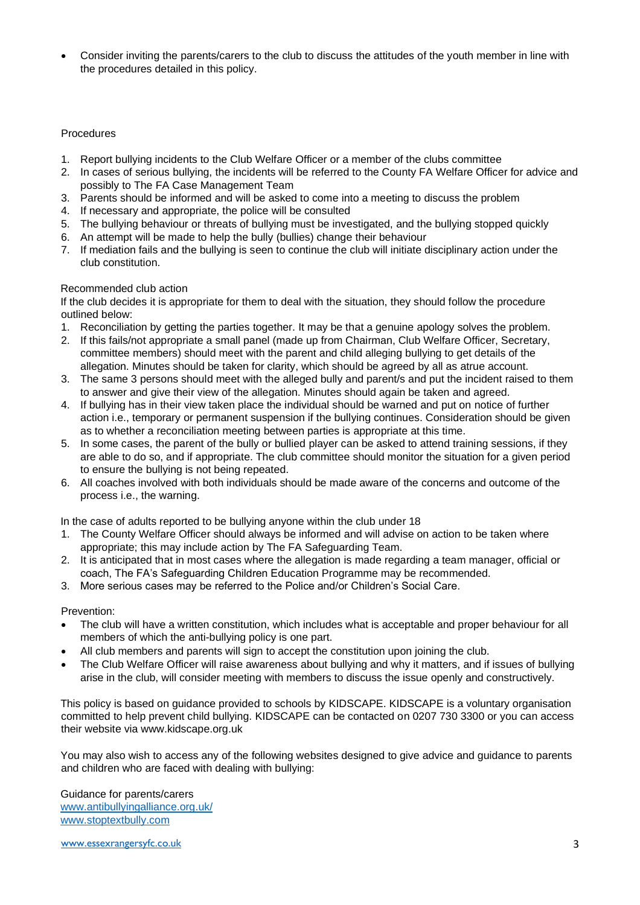- Consider inviting the parents/carers to the club to discuss the attitudes of the youth member in line with the procedures detailed in this policy.

Procedures

1. Report bullying incidents to the Club Welfare Officer or a member of the clubs committee
2. In cases of serious bullying, the incidents will be referred to the County FA Welfare Officer for advice and possibly to The FA Case Management Team
3. Parents should be informed and will be asked to come into a meeting to discuss the problem
4. If necessary and appropriate, the police will be consulted
5. The bullying behaviour or threats of bullying must be investigated, and the bullying stopped quickly
6. An attempt will be made to help the bully (bullies) change their behaviour
7. If mediation fails and the bullying is seen to continue the club will initiate disciplinary action under the club constitution.

Recommended club action

If the club decides it is appropriate for them to deal with the situation, they should follow the procedure outlined below:

1. Reconciliation by getting the parties together. It may be that a genuine apology solves the problem.
2. If this fails/not appropriate a small panel (made up from Chairman, Club Welfare Officer, Secretary, committee members) should meet with the parent and child alleging bullying to get details of the allegation. Minutes should be taken for clarity, which should be agreed by all as atrue account.
3. The same 3 persons should meet with the alleged bully and parent/s and put the incident raised to them to answer and give their view of the allegation. Minutes should again be taken and agreed.
4. If bullying has in their view taken place the individual should be warned and put on notice of further action i.e., temporary or permanent suspension if the bullying continues. Consideration should be given as to whether a reconciliation meeting between parties is appropriate at this time.
5. In some cases, the parent of the bully or bullied player can be asked to attend training sessions, if they are able to do so, and if appropriate. The club committee should monitor the situation for a given period to ensure the bullying is not being repeated.
6. All coaches involved with both individuals should be made aware of the concerns and outcome of the process i.e., the warning.

In the case of adults reported to be bullying anyone within the club under 18

1. The County Welfare Officer should always be informed and will advise on action to be taken where appropriate; this may include action by The FA Safeguarding Team.
2. It is anticipated that in most cases where the allegation is made regarding a team manager, official or coach, The FA's Safeguarding Children Education Programme may be recommended.
3. More serious cases may be referred to the Police and/or Children's Social Care.

Prevention:

- The club will have a written constitution, which includes what is acceptable and proper behaviour for all members of which the anti-bullying policy is one part.
- All club members and parents will sign to accept the constitution upon joining the club.
- The Club Welfare Officer will raise awareness about bullying and why it matters, and if issues of bullying arise in the club, will consider meeting with members to discuss the issue openly and constructively.

This policy is based on guidance provided to schools by KIDSCAPE. KIDSCAPE is a voluntary organisation committed to help prevent child bullying. KIDSCAPE can be contacted on 0207 730 3300 or you can access their website via www.kidscape.org.uk

You may also wish to access any of the following websites designed to give advice and guidance to parents and children who are faced with dealing with bullying:

Guidance for parents/carers
www.antibullyingalliance.org.uk/
www.stoptextbully.com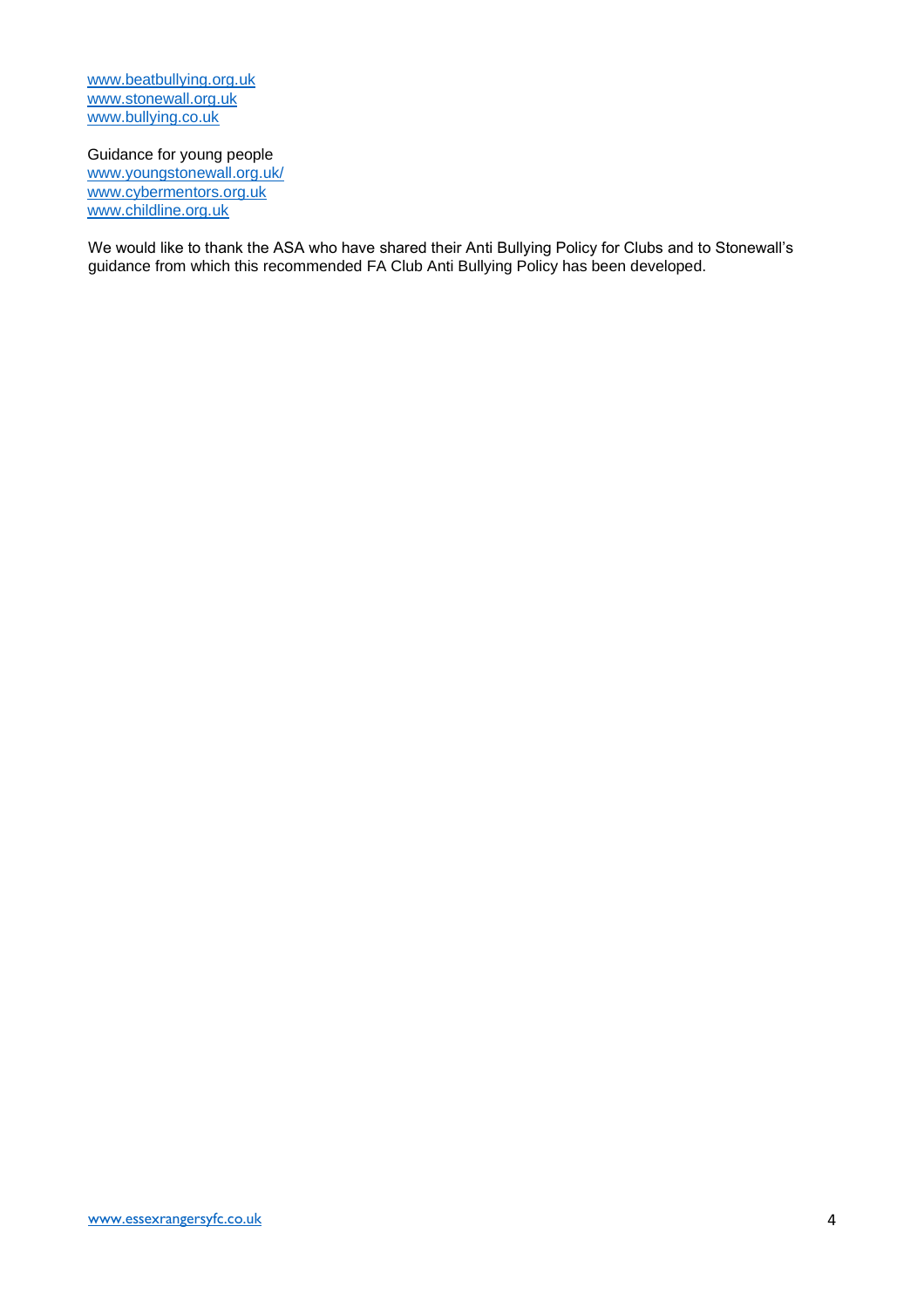www.beatbullying.org.uk  
www.stonewall.org.uk  
www.bullying.co.uk

Guidance for young people  
www.youngstonewall.org.uk/  
www.cybermentors.org.uk  
www.childline.org.uk

We would like to thank the ASA who have shared their Anti Bullying Policy for Clubs and to Stonewall's guidance from which this recommended FA Club Anti Bullying Policy has been developed.